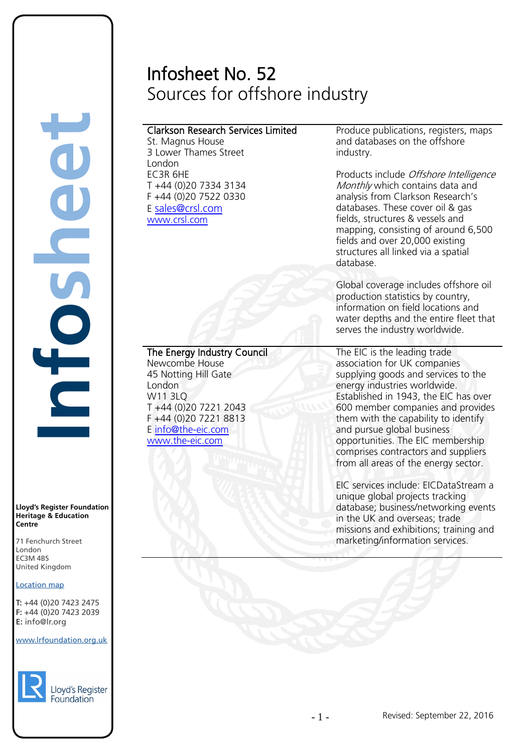# Infosheet No. 52
## Sources for offshore industry

| | |
|---|---|
| **Clarkson Research Services Limited**<br>St. Magnus House<br>3 Lower Thames Street<br>London<br>EC3R 6HE<br>T +44 (0)20 7334 3134<br>F +44 (0)20 7522 0330<br>E sales@crsl.com<br>www.crsl.com | Produce publications, registers, maps and databases on the offshore industry.<br><br>Products include *Offshore Intelligence Monthly* which contains data and analysis from Clarkson Research's databases. These cover oil & gas fields, structures & vessels and mapping, consisting of around 6,500 fields and over 20,000 existing structures all linked via a spatial database.<br><br>Global coverage includes offshore oil production statistics by country, information on field locations and water depths and the entire fleet that serves the industry worldwide. |
| **The Energy Industry Council**<br>Newcombe House<br>45 Notting Hill Gate<br>London<br>W11 3LQ<br>T +44 (0)20 7221 2043<br>F +44 (0)20 7221 8813<br>E info@the-eic.com<br>www.the-eic.com | The EIC is the leading trade association for UK companies supplying goods and services to the energy industries worldwide. Established in 1943, the EIC has over 600 member companies and provides them with the capability to identify and pursue global business opportunities. The EIC membership comprises contractors and suppliers from all areas of the energy sector.<br><br>EIC services include: EICDataStream a unique global projects tracking database; business/networking events in the UK and overseas; trade missions and exhibitions; training and marketing/information services. |

**Lloyd's Register Foundation Heritage & Education Centre**

71 Fenchurch Street
London
EC3M 4BS
United Kingdom

Location map

**T:** +44 (0)20 7423 2475
**F:** +44 (0)20 7423 2039
**E:** info@lr.org

www.lrfoundation.org.uk

Revised: September 22, 2016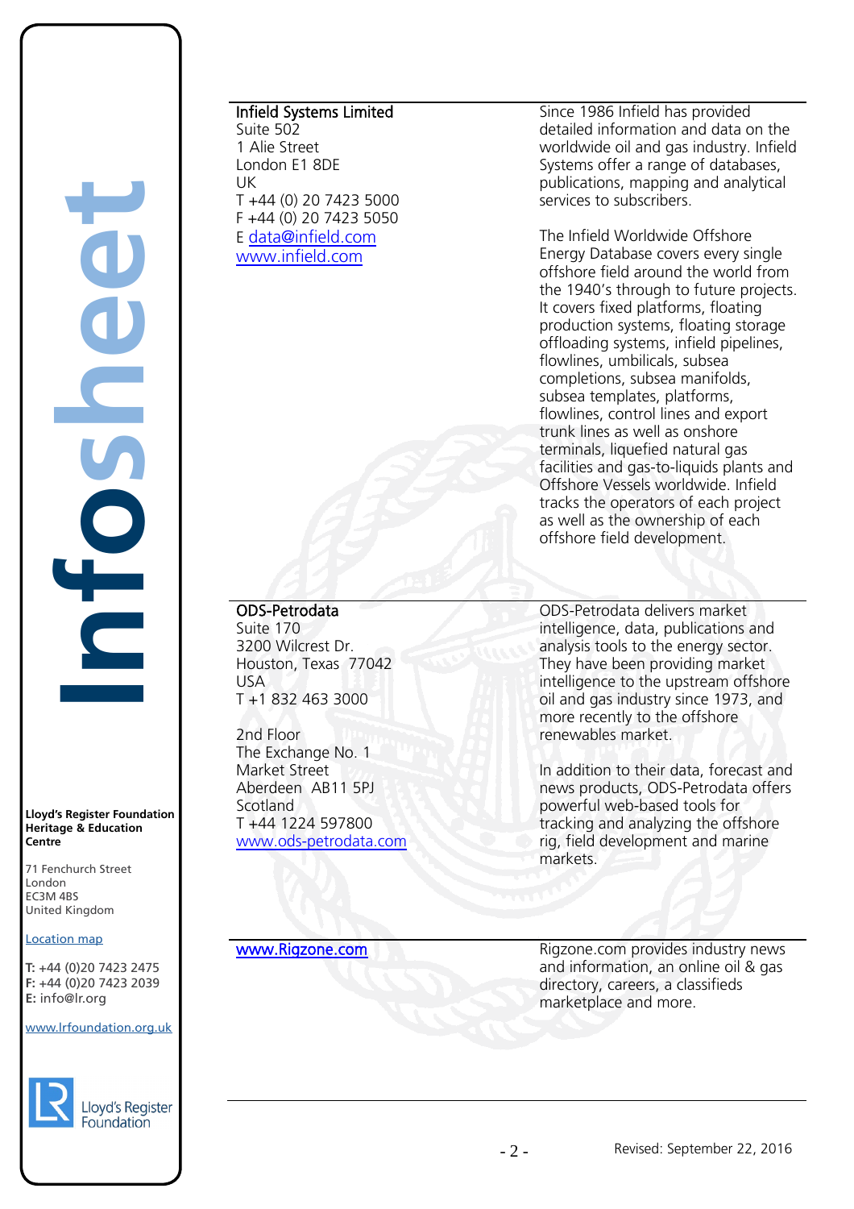**Infield Systems Limited**
Suite 502
1 Alie Street
London E1 8DE
UK
T +44 (0) 20 7423 5000
F +44 (0) 20 7423 5050
E data@infield.com
www.infield.com

Since 1986 Infield has provided detailed information and data on the worldwide oil and gas industry. Infield Systems offer a range of databases, publications, mapping and analytical services to subscribers.

The Infield Worldwide Offshore Energy Database covers every single offshore field around the world from the 1940's through to future projects. It covers fixed platforms, floating production systems, floating storage offloading systems, infield pipelines, flowlines, umbilicals, subsea completions, subsea manifolds, subsea templates, platforms, flowlines, control lines and export trunk lines as well as onshore terminals, liquefied natural gas facilities and gas-to-liquids plants and Offshore Vessels worldwide. Infield tracks the operators of each project as well as the ownership of each offshore field development.

---

**ODS-Petrodata**
Suite 170
3200 Wilcrest Dr.
Houston, Texas 77042
USA
T +1 832 463 3000

2nd Floor
The Exchange No. 1
Market Street
Aberdeen AB11 5PJ
Scotland
T +44 1224 597800
www.ods-petrodata.com

ODS-Petrodata delivers market intelligence, data, publications and analysis tools to the energy sector. They have been providing market intelligence to the upstream offshore oil and gas industry since 1973, and more recently to the offshore renewables market.

In addition to their data, forecast and news products, ODS-Petrodata offers powerful web-based tools for tracking and analyzing the offshore rig, field development and marine markets.

---

**www.Rigzone.com**

Rigzone.com provides industry news and information, an online oil & gas directory, careers, a classifieds marketplace and more.

---

**Lloyd's Register Foundation Heritage & Education Centre**

71 Fenchurch Street
London
EC3M 4BS
United Kingdom

Location map

**T:** +44 (0)20 7423 2475
**F:** +44 (0)20 7423 2039
**E:** info@lr.org

www.lrfoundation.org.uk

Revised: September 22, 2016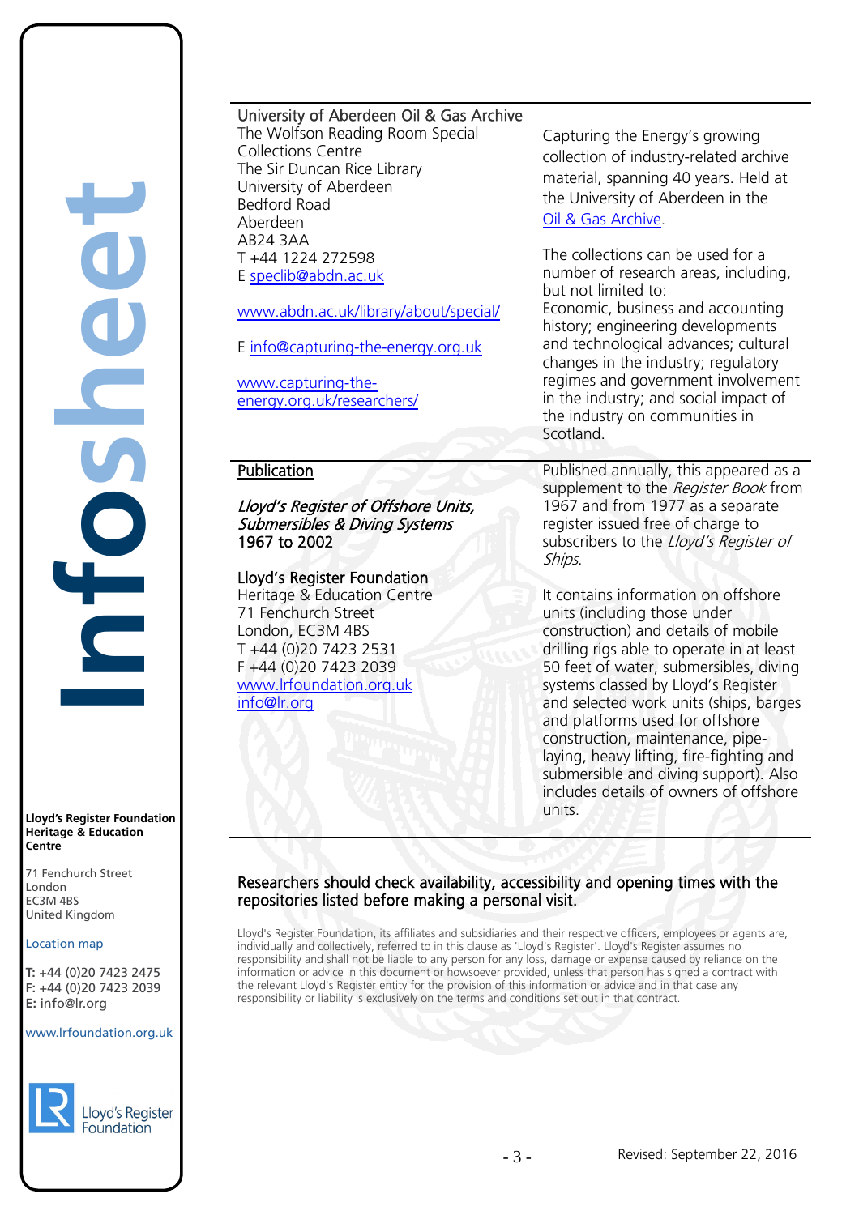University of Aberdeen Oil & Gas Archive
The Wolfson Reading Room Special Collections Centre
The Sir Duncan Rice Library
University of Aberdeen
Bedford Road
Aberdeen
AB24 3AA
T +44 1224 272598
E speclib@abdn.ac.uk

www.abdn.ac.uk/library/about/special/

E info@capturing-the-energy.org.uk

www.capturing-the-energy.org.uk/researchers/

Capturing the Energy's growing collection of industry-related archive material, spanning 40 years. Held at the University of Aberdeen in the Oil & Gas Archive.

The collections can be used for a number of research areas, including, but not limited to:
Economic, business and accounting history; engineering developments and technological advances; cultural changes in the industry; regulatory regimes and government involvement in the industry; and social impact of the industry on communities in Scotland.

---

Publication

***Lloyd's Register of Offshore Units, Submersibles & Diving Systems* 1967 to 2002**

Lloyd's Register Foundation
Heritage & Education Centre
71 Fenchurch Street
London, EC3M 4BS
T +44 (0)20 7423 2531
F +44 (0)20 7423 2039
www.lrfoundation.org.uk
info@lr.org

Published annually, this appeared as a supplement to the *Register Book* from 1967 and from 1977 as a separate register issued free of charge to subscribers to the *Lloyd's Register of Ships.*

It contains information on offshore units (including those under construction) and details of mobile drilling rigs able to operate in at least 50 feet of water, submersibles, diving systems classed by Lloyd's Register and selected work units (ships, barges and platforms used for offshore construction, maintenance, pipe-laying, heavy lifting, fire-fighting and submersible and diving support). Also includes details of owners of offshore units.

---

Researchers should check availability, accessibility and opening times with the repositories listed before making a personal visit.

Lloyd's Register Foundation, its affiliates and subsidiaries and their respective officers, employees or agents are, individually and collectively, referred to in this clause as 'Lloyd's Register'. Lloyd's Register assumes no responsibility and shall not be liable to any person for any loss, damage or expense caused by reliance on the information or advice in this document or howsoever provided, unless that person has signed a contract with the relevant Lloyd's Register entity for the provision of this information or advice and in that case any responsibility or liability is exclusively on the terms and conditions set out in that contract.

Revised: September 22, 2016